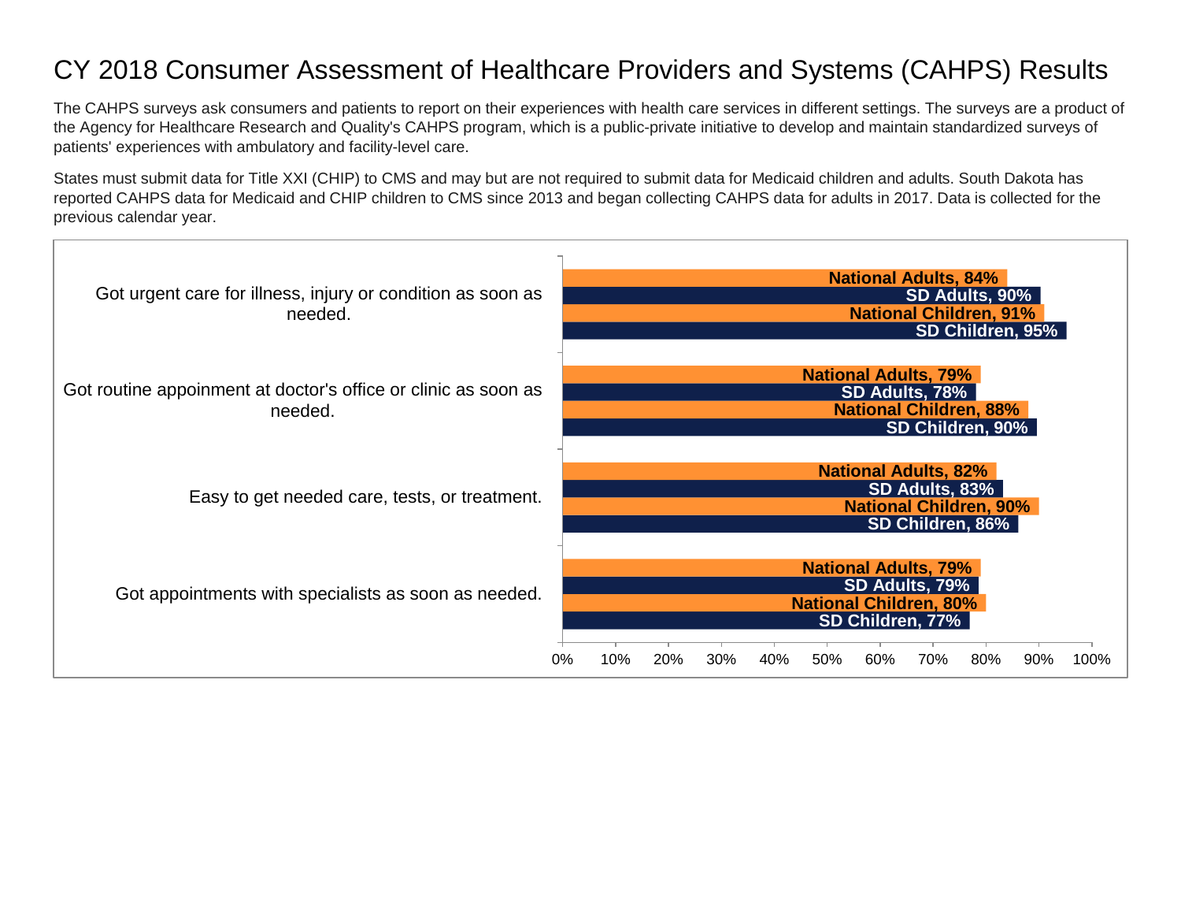# CY 2018 Consumer Assessment of Healthcare Providers and Systems (CAHPS) Results

The CAHPS surveys ask consumers and patients to report on their experiences with health care services in different settings. The surveys are a product of the Agency for Healthcare Research and Quality's CAHPS program, which is a public-private initiative to develop and maintain standardized surveys of patients' experiences with ambulatory and facility-level care.

States must submit data for Title XXI (CHIP) to CMS and may but are not required to submit data for Medicaid children and adults. South Dakota has reported CAHPS data for Medicaid and CHIP children to CMS since 2013 and began collecting CAHPS data for adults in 2017. Data is collected for the previous calendar year.

| Measure | National Adults | SD Adults | National Children | SD Children |
|---|---|---|---|---|
| Got urgent care for illness, injury or condition as soon as needed. | 84% | 90% | 91% | 95% |
| Got routine appoinment at doctor's office or clinic as soon as needed. | 79% | 78% | 88% | 90% |
| Easy to get needed care, tests, or treatment. | 82% | 83% | 90% | 86% |
| Got appointments with specialists as soon as needed. | 79% | 79% | 80% | 77% |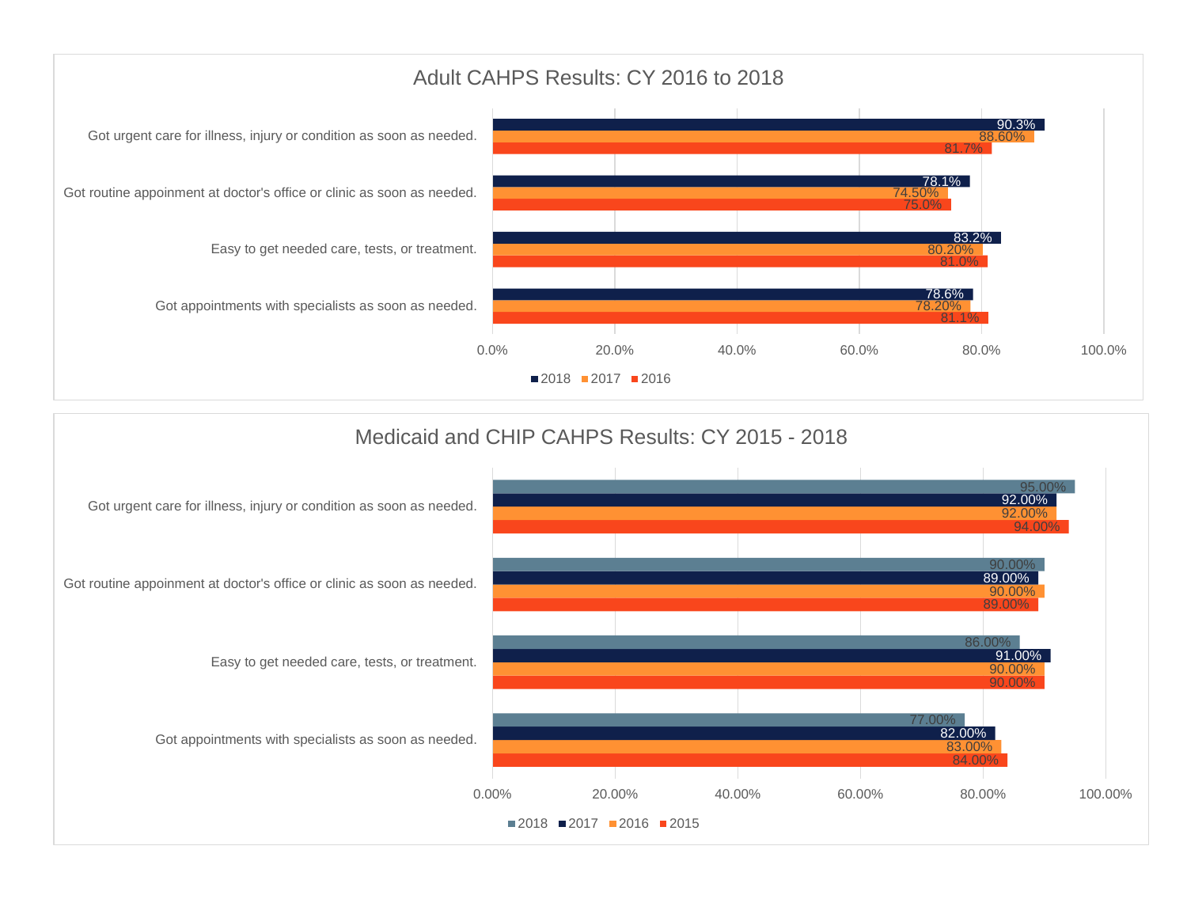Adult CAHPS Results: CY 2016 to 2018

Got urgent care for illness, injury or condition as soon as needed.
90.3%
88.60%
81.7%

Got routine appoinment at doctor's office or clinic as soon as needed.
78.1%
74.50%
75.0%

Easy to get needed care, tests, or treatment.
83.2%
80.20%
81.0%

Got appointments with specialists as soon as needed.
78.6%
78.20%
81.1%

0.0% 20.0% 40.0% 60.0% 80.0% 100.0%

2018 2017 2016

Medicaid and CHIP CAHPS Results: CY 2015 - 2018

Got urgent care for illness, injury or condition as soon as needed.
95.00%
92.00%
92.00%
94.00%

Got routine appoinment at doctor's office or clinic as soon as needed.
90.00%
89.00%
90.00%
89.00%

Easy to get needed care, tests, or treatment.
86.00%
91.00%
90.00%
90.00%

Got appointments with specialists as soon as needed.
77.00%
82.00%
83.00%
84.00%

0.00% 20.00% 40.00% 60.00% 80.00% 100.00%

2018 2017 2016 2015